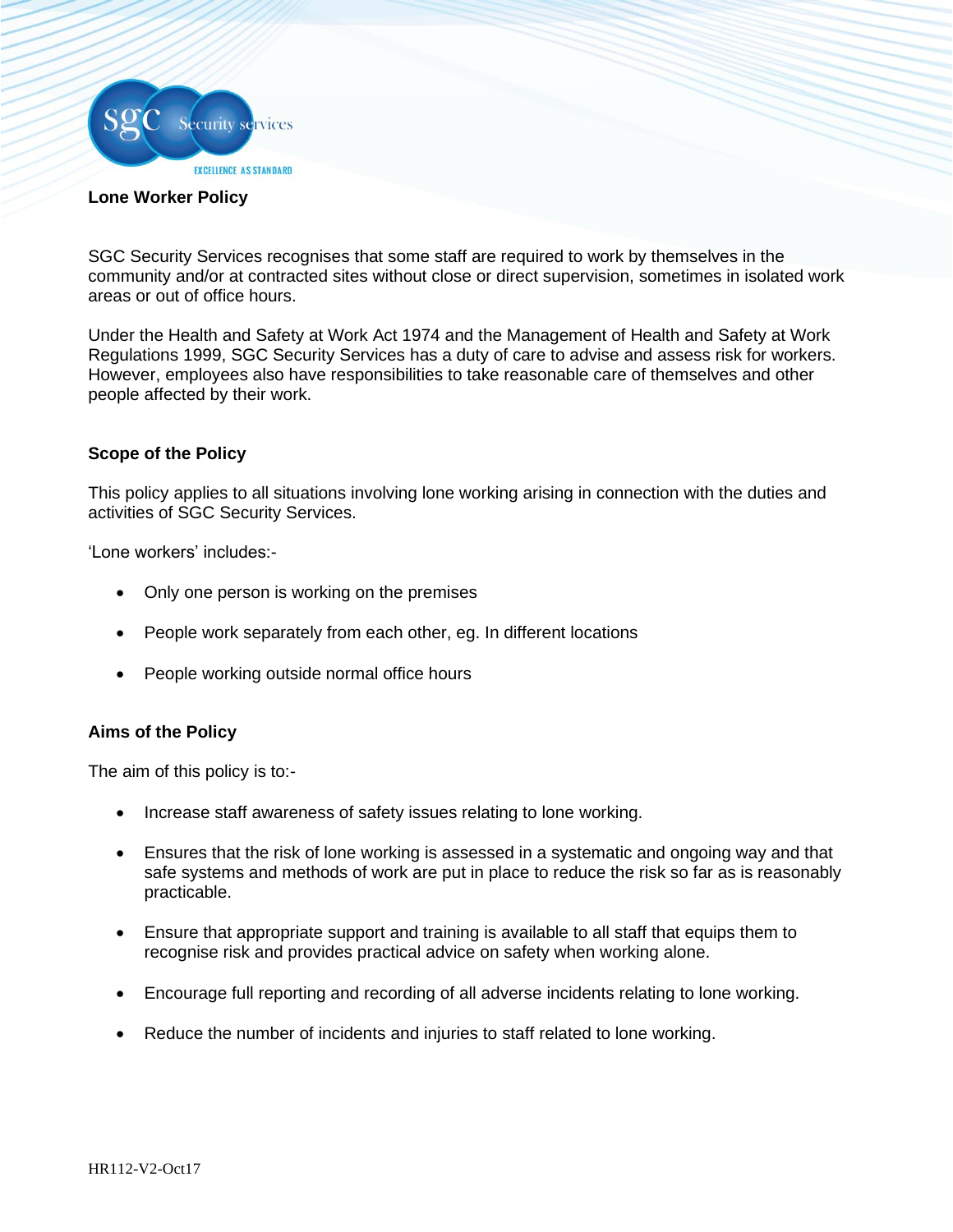# Lone Worker Policy

SGC Security Services recognises that some staff are required to work by themselves in the community and/or at contracted sites without close or direct supervision, sometimes in isolated work areas or out of office hours.

Under the Health and Safety at Work Act 1974 and the Management of Health and Safety at Work Regulations 1999, SGC Security Services has a duty of care to advise and assess risk for workers. However, employees also have responsibilities to take reasonable care of themselves and other people affected by their work.

## Scope of the Policy

This policy applies to all situations involving lone working arising in connection with the duties and activities of SGC Security Services.

'Lone workers' includes:-

- Only one person is working on the premises
- People work separately from each other, eg. In different locations
- People working outside normal office hours

## Aims of the Policy

The aim of this policy is to:-

- Increase staff awareness of safety issues relating to lone working.
- Ensures that the risk of lone working is assessed in a systematic and ongoing way and that safe systems and methods of work are put in place to reduce the risk so far as is reasonably practicable.
- Ensure that appropriate support and training is available to all staff that equips them to recognise risk and provides practical advice on safety when working alone.
- Encourage full reporting and recording of all adverse incidents relating to lone working.
- Reduce the number of incidents and injuries to staff related to lone working.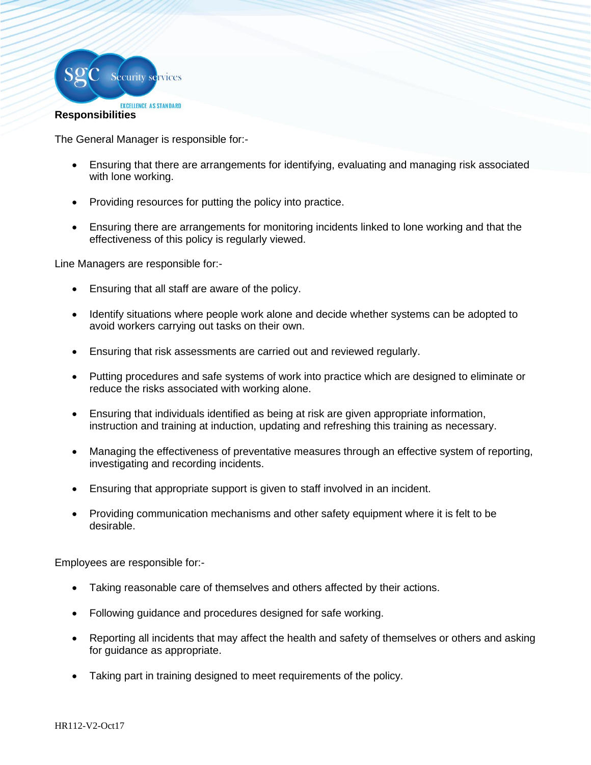## Responsibilities

The General Manager is responsible for:-

- Ensuring that there are arrangements for identifying, evaluating and managing risk associated with lone working.
- Providing resources for putting the policy into practice.
- Ensuring there are arrangements for monitoring incidents linked to lone working and that the effectiveness of this policy is regularly viewed.

Line Managers are responsible for:-

- Ensuring that all staff are aware of the policy.
- Identify situations where people work alone and decide whether systems can be adopted to avoid workers carrying out tasks on their own.
- Ensuring that risk assessments are carried out and reviewed regularly.
- Putting procedures and safe systems of work into practice which are designed to eliminate or reduce the risks associated with working alone.
- Ensuring that individuals identified as being at risk are given appropriate information, instruction and training at induction, updating and refreshing this training as necessary.
- Managing the effectiveness of preventative measures through an effective system of reporting, investigating and recording incidents.
- Ensuring that appropriate support is given to staff involved in an incident.
- Providing communication mechanisms and other safety equipment where it is felt to be desirable.

Employees are responsible for:-

- Taking reasonable care of themselves and others affected by their actions.
- Following guidance and procedures designed for safe working.
- Reporting all incidents that may affect the health and safety of themselves or others and asking for guidance as appropriate.
- Taking part in training designed to meet requirements of the policy.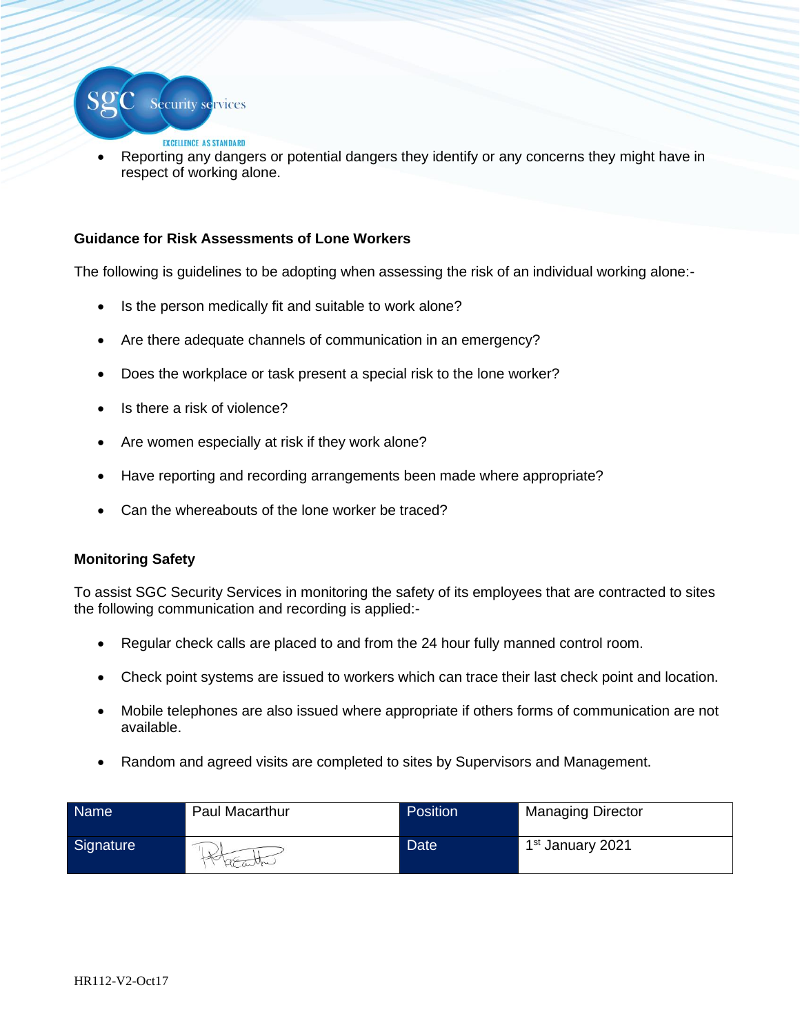- Reporting any dangers or potential dangers they identify or any concerns they might have in respect of working alone.

**Guidance for Risk Assessments of Lone Workers**

The following is guidelines to be adopting when assessing the risk of an individual working alone:-

- Is the person medically fit and suitable to work alone?
- Are there adequate channels of communication in an emergency?
- Does the workplace or task present a special risk to the lone worker?
- Is there a risk of violence?
- Are women especially at risk if they work alone?
- Have reporting and recording arrangements been made where appropriate?
- Can the whereabouts of the lone worker be traced?

**Monitoring Safety**

To assist SGC Security Services in monitoring the safety of its employees that are contracted to sites the following communication and recording is applied:-

- Regular check calls are placed to and from the 24 hour fully manned control room.
- Check point systems are issued to workers which can trace their last check point and location.
- Mobile telephones are also issued where appropriate if others forms of communication are not available.
- Random and agreed visits are completed to sites by Supervisors and Management.

| | | | |
|---|---|---|---|
| Name | Paul Macarthur | Position | Managing Director |
| Signature | | Date | 1st January 2021 |

HR112-V2-Oct17